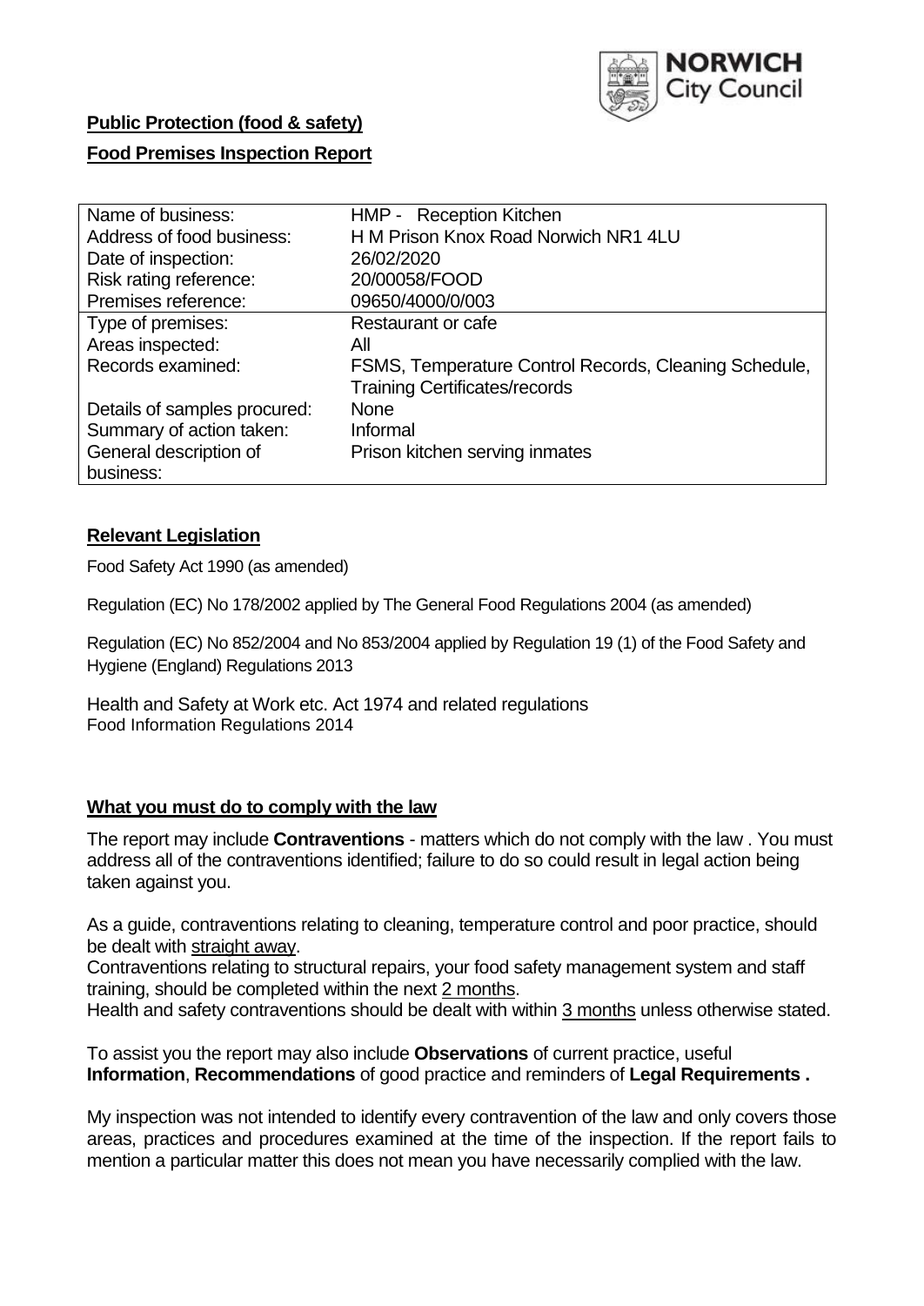NORWICH City Council

**Public Protection (food & safety)**

**Food Premises Inspection Report**

| Name of business: | HMP - Reception Kitchen |
|---|---|
| Address of food business: | H M Prison Knox Road Norwich NR1 4LU |
| Date of inspection: | 26/02/2020 |
| Risk rating reference: | 20/00058/FOOD |
| Premises reference: | 09650/4000/0/003 |
| Type of premises: | Restaurant or cafe |
| Areas inspected: | All |
| Records examined: | FSMS, Temperature Control Records, Cleaning Schedule, Training Certificates/records |
| Details of samples procured: | None |
| Summary of action taken: | Informal |
| General description of business: | Prison kitchen serving inmates |

## Relevant Legislation

Food Safety Act 1990 (as amended)

Regulation (EC) No 178/2002 applied by The General Food Regulations 2004 (as amended)

Regulation (EC) No 852/2004 and No 853/2004 applied by Regulation 19 (1) of the Food Safety and Hygiene (England) Regulations 2013

Health and Safety at Work etc. Act 1974 and related regulations
Food Information Regulations 2014

## What you must do to comply with the law

The report may include **Contraventions** - matters which do not comply with the law . You must address all of the contraventions identified; failure to do so could result in legal action being taken against you.

As a guide, contraventions relating to cleaning, temperature control and poor practice, should be dealt with straight away.
Contraventions relating to structural repairs, your food safety management system and staff training, should be completed within the next 2 months.
Health and safety contraventions should be dealt with within 3 months unless otherwise stated.

To assist you the report may also include **Observations** of current practice, useful **Information**, **Recommendations** of good practice and reminders of **Legal Requirements .**

My inspection was not intended to identify every contravention of the law and only covers those areas, practices and procedures examined at the time of the inspection. If the report fails to mention a particular matter this does not mean you have necessarily complied with the law.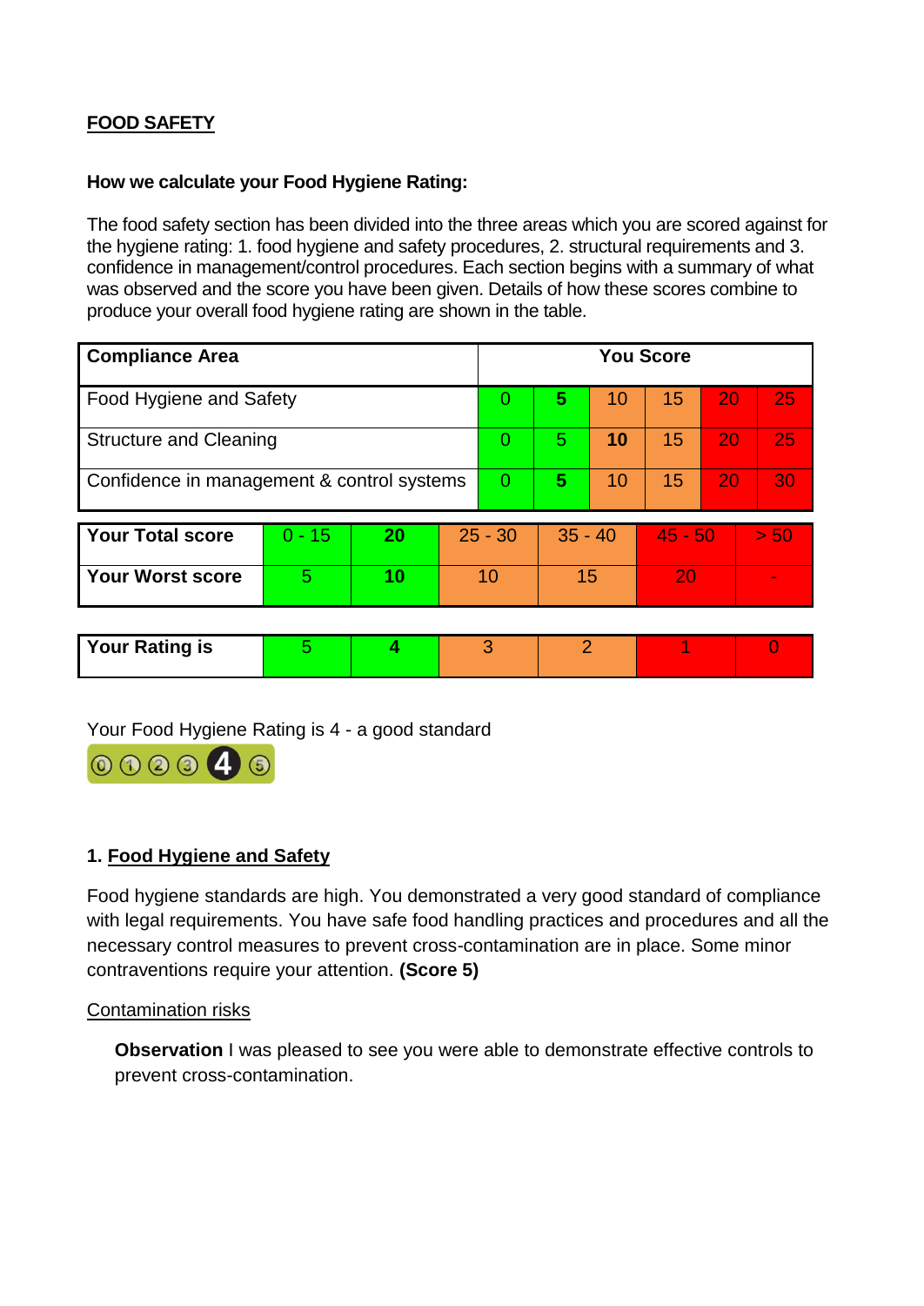**FOOD SAFETY**

**How we calculate your Food Hygiene Rating:**

The food safety section has been divided into the three areas which you are scored against for the hygiene rating: 1. food hygiene and safety procedures, 2. structural requirements and 3. confidence in management/control procedures. Each section begins with a summary of what was observed and the score you have been given. Details of how these scores combine to produce your overall food hygiene rating are shown in the table.

| Compliance Area | You Score | | | | | |
|---|---|---|---|---|---|---|
| Food Hygiene and Safety | 0 | **5** | 10 | 15 | 20 | 25 |
| Structure and Cleaning | 0 | 5 | **10** | 15 | 20 | 25 |
| Confidence in management & control systems | 0 | **5** | 10 | 15 | 20 | 30 |

| | | | | | | |
|---|---|---|---|---|---|---|
| **Your Total score** | 0 - 15 | **20** | 25 - 30 | 35 - 40 | 45 - 50 | > 50 |
| **Your Worst score** | 5 | **10** | 10 | 15 | 20 | - |

| | | | | | | |
|---|---|---|---|---|---|---|
| **Your Rating is** | 5 | **4** | 3 | 2 | 1 | 0 |

Your Food Hygiene Rating is 4 - a good standard

## 1. Food Hygiene and Safety

Food hygiene standards are high. You demonstrated a very good standard of compliance with legal requirements. You have safe food handling practices and procedures and all the necessary control measures to prevent cross-contamination are in place. Some minor contraventions require your attention. **(Score 5)**

Contamination risks

**Observation** I was pleased to see you were able to demonstrate effective controls to prevent cross-contamination.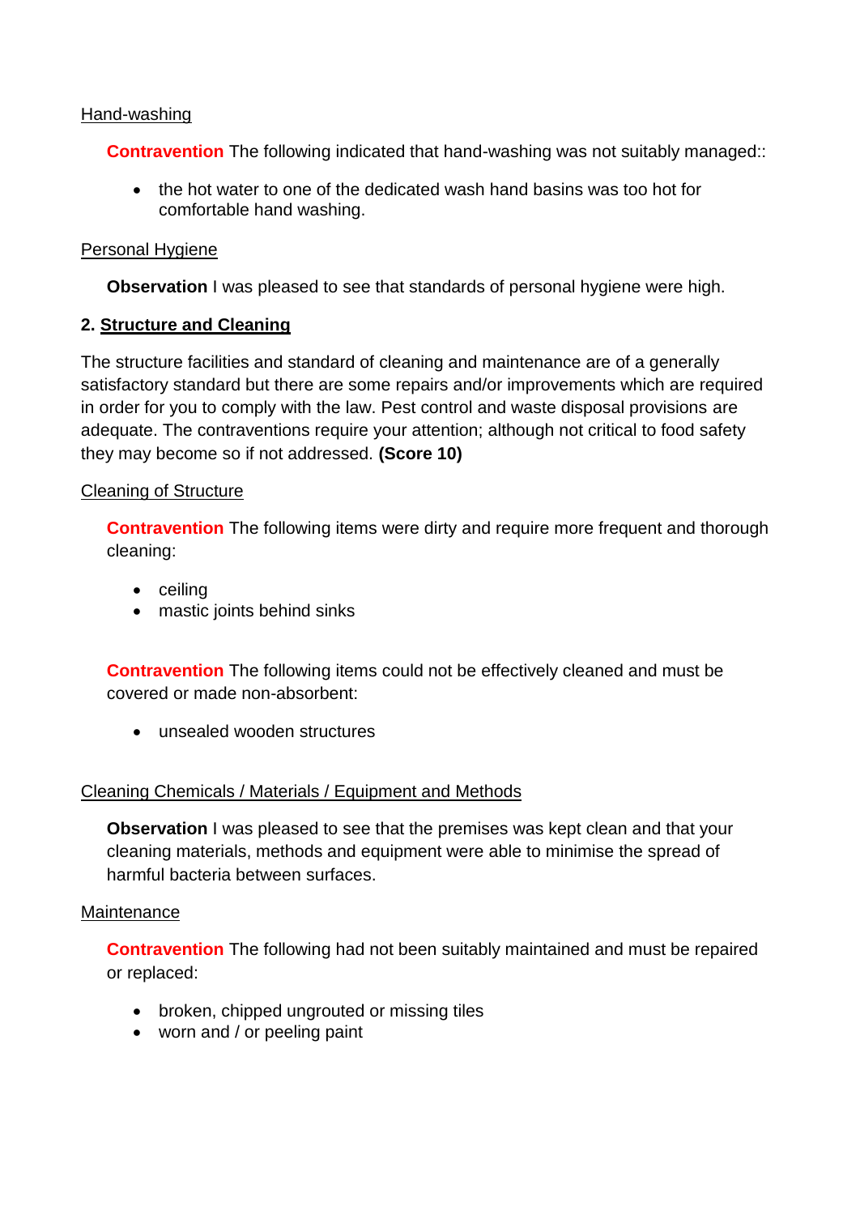Hand-washing

**Contravention** The following indicated that hand-washing was not suitably managed::

- the hot water to one of the dedicated wash hand basins was too hot for comfortable hand washing.

Personal Hygiene

**Observation** I was pleased to see that standards of personal hygiene were high.

## 2. Structure and Cleaning

The structure facilities and standard of cleaning and maintenance are of a generally satisfactory standard but there are some repairs and/or improvements which are required in order for you to comply with the law. Pest control and waste disposal provisions are adequate. The contraventions require your attention; although not critical to food safety they may become so if not addressed. **(Score 10)**

Cleaning of Structure

**Contravention** The following items were dirty and require more frequent and thorough cleaning:

- ceiling
- mastic joints behind sinks

**Contravention** The following items could not be effectively cleaned and must be covered or made non-absorbent:

- unsealed wooden structures

Cleaning Chemicals / Materials / Equipment and Methods

**Observation** I was pleased to see that the premises was kept clean and that your cleaning materials, methods and equipment were able to minimise the spread of harmful bacteria between surfaces.

Maintenance

**Contravention** The following had not been suitably maintained and must be repaired or replaced:

- broken, chipped ungrouted or missing tiles
- worn and / or peeling paint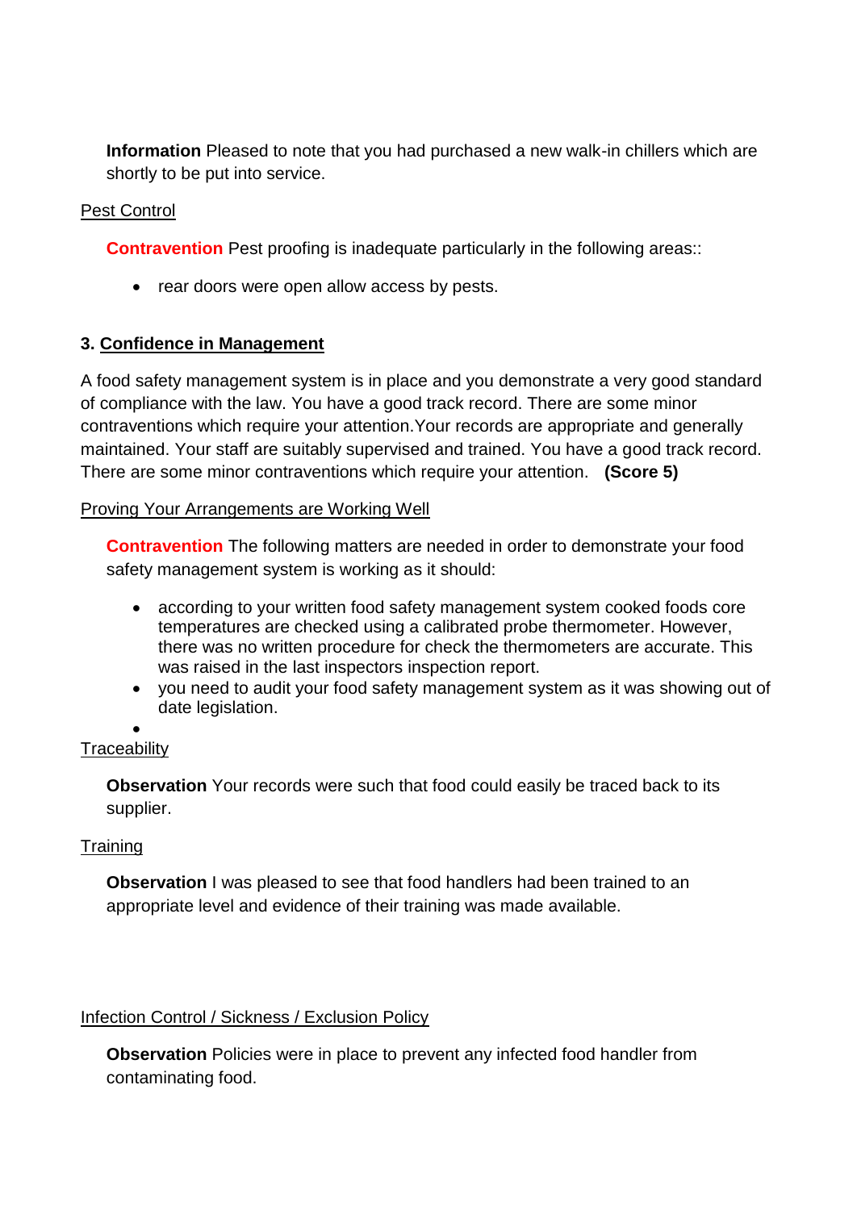**Information** Pleased to note that you had purchased a new walk-in chillers which are shortly to be put into service.

Pest Control

**Contravention** Pest proofing is inadequate particularly in the following areas::

- rear doors were open allow access by pests.

### 3. Confidence in Management

A food safety management system is in place and you demonstrate a very good standard of compliance with the law. You have a good track record. There are some minor contraventions which require your attention.Your records are appropriate and generally maintained. Your staff are suitably supervised and trained. You have a good track record. There are some minor contraventions which require your attention. **(Score 5)**

Proving Your Arrangements are Working Well

**Contravention** The following matters are needed in order to demonstrate your food safety management system is working as it should:

- according to your written food safety management system cooked foods core temperatures are checked using a calibrated probe thermometer. However, there was no written procedure for check the thermometers are accurate. This was raised in the last inspectors inspection report.
- you need to audit your food safety management system as it was showing out of date legislation.
- 

Traceability

**Observation** Your records were such that food could easily be traced back to its supplier.

Training

**Observation** I was pleased to see that food handlers had been trained to an appropriate level and evidence of their training was made available.

Infection Control / Sickness / Exclusion Policy

**Observation** Policies were in place to prevent any infected food handler from contaminating food.